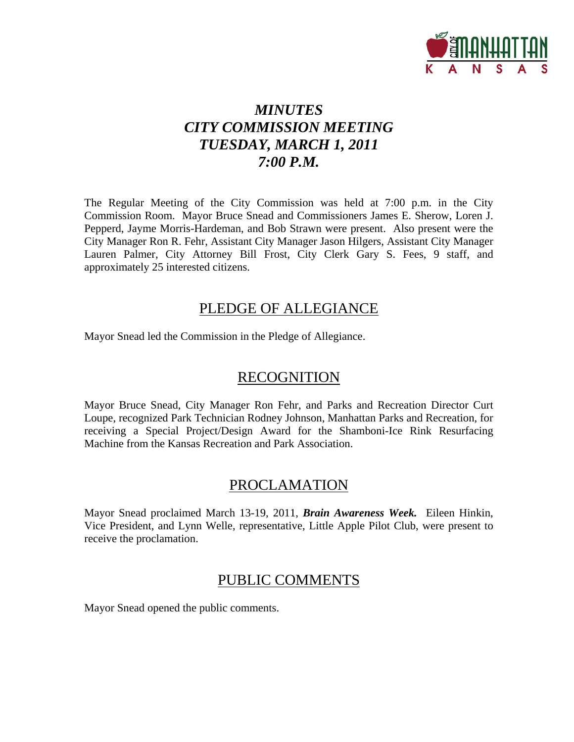# *MINUTES*
# *CITY COMMISSION MEETING*
# *TUESDAY, MARCH 1, 2011*
# *7:00 P.M.*

The Regular Meeting of the City Commission was held at 7:00 p.m. in the City Commission Room. Mayor Bruce Snead and Commissioners James E. Sherow, Loren J. Pepperd, Jayme Morris-Hardeman, and Bob Strawn were present. Also present were the City Manager Ron R. Fehr, Assistant City Manager Jason Hilgers, Assistant City Manager Lauren Palmer, City Attorney Bill Frost, City Clerk Gary S. Fees, 9 staff, and approximately 25 interested citizens.

## PLEDGE OF ALLEGIANCE

Mayor Snead led the Commission in the Pledge of Allegiance.

## RECOGNITION

Mayor Bruce Snead, City Manager Ron Fehr, and Parks and Recreation Director Curt Loupe, recognized Park Technician Rodney Johnson, Manhattan Parks and Recreation, for receiving a Special Project/Design Award for the Shamboni-Ice Rink Resurfacing Machine from the Kansas Recreation and Park Association.

## PROCLAMATION

Mayor Snead proclaimed March 13-19, 2011, ***Brain Awareness Week.*** Eileen Hinkin, Vice President, and Lynn Welle, representative, Little Apple Pilot Club, were present to receive the proclamation.

## PUBLIC COMMENTS

Mayor Snead opened the public comments.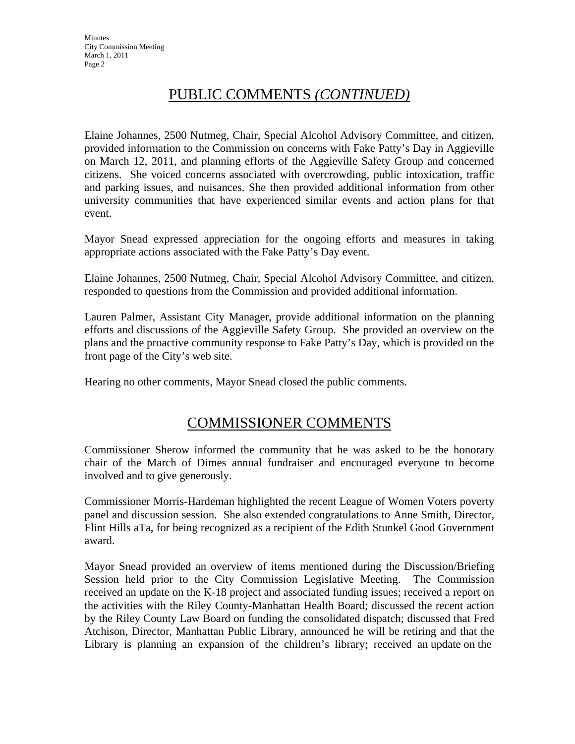## PUBLIC COMMENTS *(CONTINUED)*

Elaine Johannes, 2500 Nutmeg, Chair, Special Alcohol Advisory Committee, and citizen, provided information to the Commission on concerns with Fake Patty's Day in Aggieville on March 12, 2011, and planning efforts of the Aggieville Safety Group and concerned citizens. She voiced concerns associated with overcrowding, public intoxication, traffic and parking issues, and nuisances. She then provided additional information from other university communities that have experienced similar events and action plans for that event.

Mayor Snead expressed appreciation for the ongoing efforts and measures in taking appropriate actions associated with the Fake Patty's Day event.

Elaine Johannes, 2500 Nutmeg, Chair, Special Alcohol Advisory Committee, and citizen, responded to questions from the Commission and provided additional information.

Lauren Palmer, Assistant City Manager, provide additional information on the planning efforts and discussions of the Aggieville Safety Group. She provided an overview on the plans and the proactive community response to Fake Patty's Day, which is provided on the front page of the City's web site.

Hearing no other comments, Mayor Snead closed the public comments.

## COMMISSIONER COMMENTS

Commissioner Sherow informed the community that he was asked to be the honorary chair of the March of Dimes annual fundraiser and encouraged everyone to become involved and to give generously.

Commissioner Morris-Hardeman highlighted the recent League of Women Voters poverty panel and discussion session. She also extended congratulations to Anne Smith, Director, Flint Hills aTa, for being recognized as a recipient of the Edith Stunkel Good Government award.

Mayor Snead provided an overview of items mentioned during the Discussion/Briefing Session held prior to the City Commission Legislative Meeting. The Commission received an update on the K-18 project and associated funding issues; received a report on the activities with the Riley County-Manhattan Health Board; discussed the recent action by the Riley County Law Board on funding the consolidated dispatch; discussed that Fred Atchison, Director, Manhattan Public Library, announced he will be retiring and that the Library is planning an expansion of the children's library; received an update on the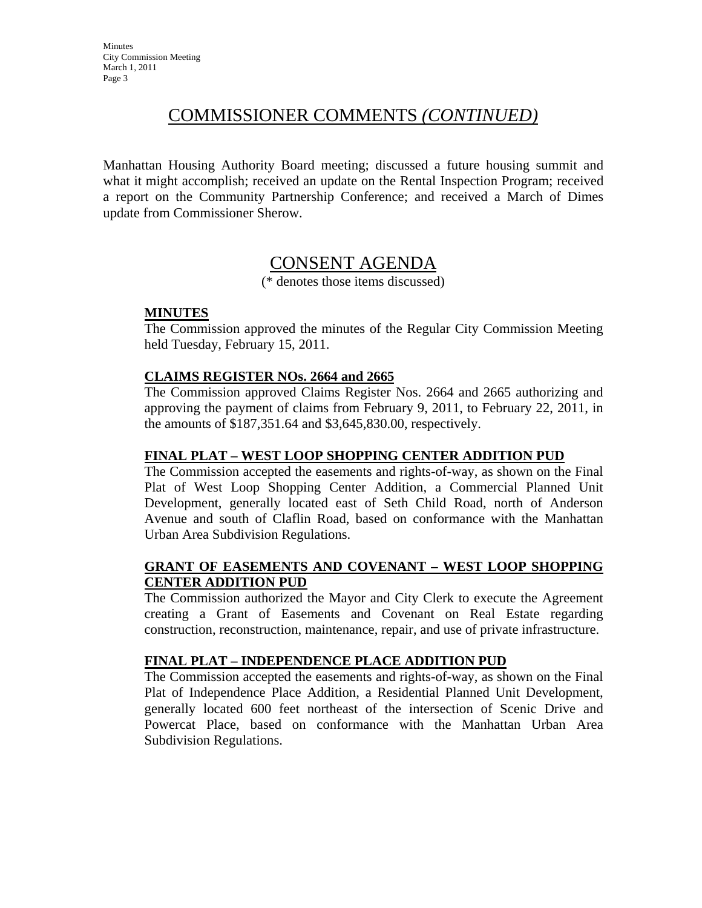## COMMISSIONER COMMENTS *(CONTINUED)*

Manhattan Housing Authority Board meeting; discussed a future housing summit and what it might accomplish; received an update on the Rental Inspection Program; received a report on the Community Partnership Conference; and received a March of Dimes update from Commissioner Sherow.

## CONSENT AGENDA

(* denotes those items discussed)

### MINUTES

The Commission approved the minutes of the Regular City Commission Meeting held Tuesday, February 15, 2011.

### CLAIMS REGISTER NOs. 2664 and 2665

The Commission approved Claims Register Nos. 2664 and 2665 authorizing and approving the payment of claims from February 9, 2011, to February 22, 2011, in the amounts of $187,351.64 and $3,645,830.00, respectively.

### FINAL PLAT – WEST LOOP SHOPPING CENTER ADDITION PUD

The Commission accepted the easements and rights-of-way, as shown on the Final Plat of West Loop Shopping Center Addition, a Commercial Planned Unit Development, generally located east of Seth Child Road, north of Anderson Avenue and south of Claflin Road, based on conformance with the Manhattan Urban Area Subdivision Regulations.

### GRANT OF EASEMENTS AND COVENANT – WEST LOOP SHOPPING CENTER ADDITION PUD

The Commission authorized the Mayor and City Clerk to execute the Agreement creating a Grant of Easements and Covenant on Real Estate regarding construction, reconstruction, maintenance, repair, and use of private infrastructure.

### FINAL PLAT – INDEPENDENCE PLACE ADDITION PUD

The Commission accepted the easements and rights-of-way, as shown on the Final Plat of Independence Place Addition, a Residential Planned Unit Development, generally located 600 feet northeast of the intersection of Scenic Drive and Powercat Place, based on conformance with the Manhattan Urban Area Subdivision Regulations.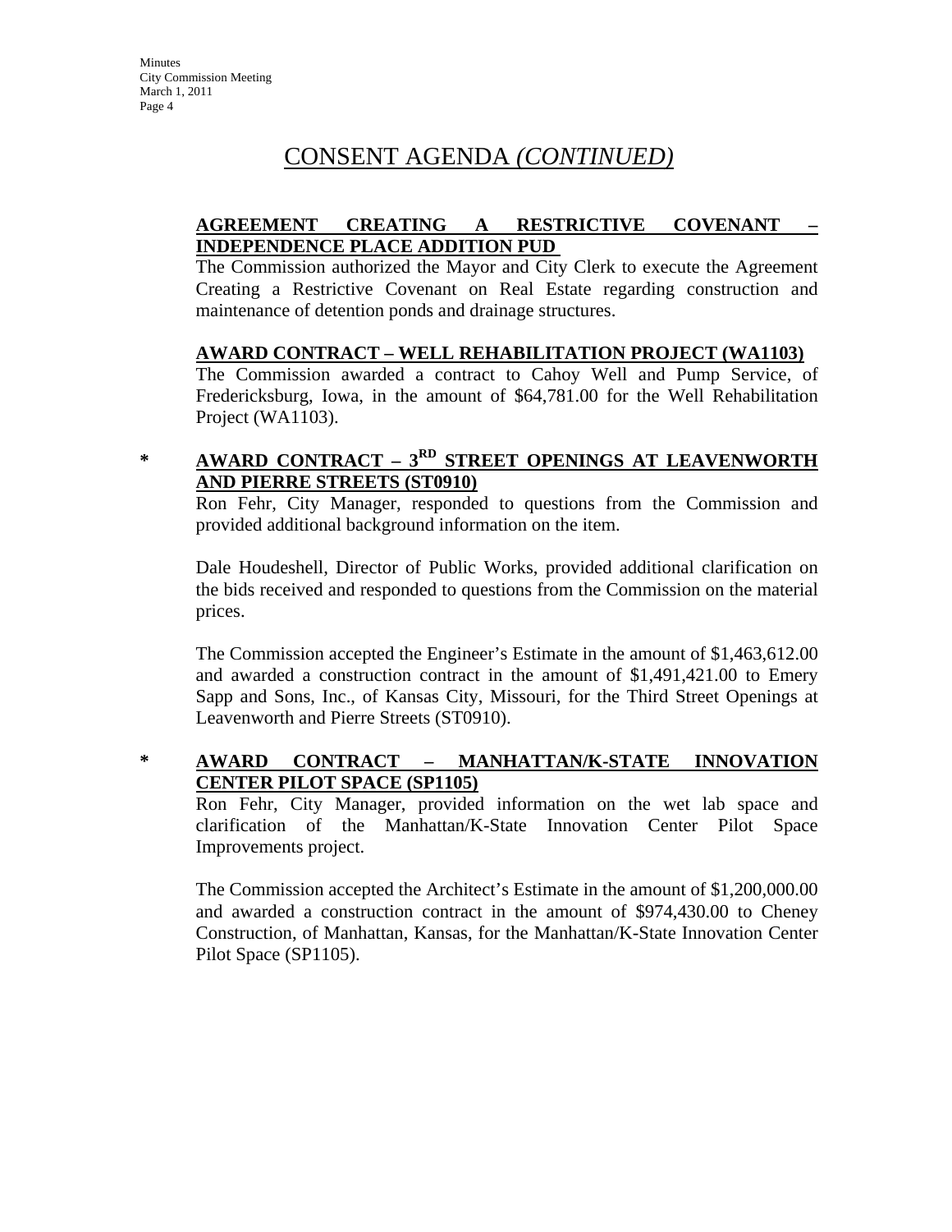# CONSENT AGENDA *(CONTINUED)*

**AGREEMENT CREATING A RESTRICTIVE COVENANT – INDEPENDENCE PLACE ADDITION PUD**

The Commission authorized the Mayor and City Clerk to execute the Agreement Creating a Restrictive Covenant on Real Estate regarding construction and maintenance of detention ponds and drainage structures.

**AWARD CONTRACT – WELL REHABILITATION PROJECT (WA1103)**

The Commission awarded a contract to Cahoy Well and Pump Service, of Fredericksburg, Iowa, in the amount of $64,781.00 for the Well Rehabilitation Project (WA1103).

\* **AWARD CONTRACT – 3RD STREET OPENINGS AT LEAVENWORTH AND PIERRE STREETS (ST0910)**

Ron Fehr, City Manager, responded to questions from the Commission and provided additional background information on the item.

Dale Houdeshell, Director of Public Works, provided additional clarification on the bids received and responded to questions from the Commission on the material prices.

The Commission accepted the Engineer's Estimate in the amount of $1,463,612.00 and awarded a construction contract in the amount of $1,491,421.00 to Emery Sapp and Sons, Inc., of Kansas City, Missouri, for the Third Street Openings at Leavenworth and Pierre Streets (ST0910).

\* **AWARD CONTRACT – MANHATTAN/K-STATE INNOVATION CENTER PILOT SPACE (SP1105)**

Ron Fehr, City Manager, provided information on the wet lab space and clarification of the Manhattan/K-State Innovation Center Pilot Space Improvements project.

The Commission accepted the Architect's Estimate in the amount of $1,200,000.00 and awarded a construction contract in the amount of $974,430.00 to Cheney Construction, of Manhattan, Kansas, for the Manhattan/K-State Innovation Center Pilot Space (SP1105).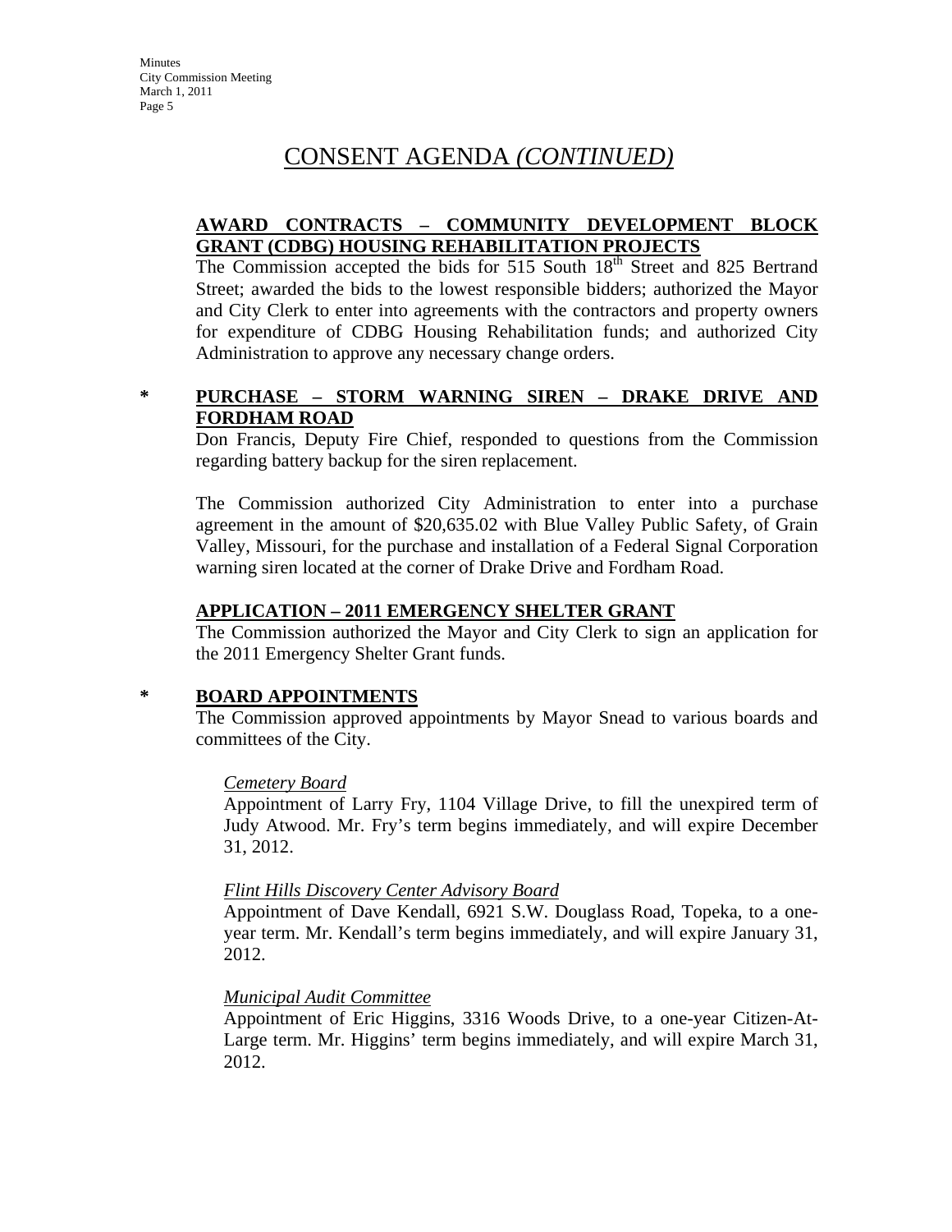# CONSENT AGENDA *(CONTINUED)*

**AWARD CONTRACTS – COMMUNITY DEVELOPMENT BLOCK GRANT (CDBG) HOUSING REHABILITATION PROJECTS**

The Commission accepted the bids for 515 South 18th Street and 825 Bertrand Street; awarded the bids to the lowest responsible bidders; authorized the Mayor and City Clerk to enter into agreements with the contractors and property owners for expenditure of CDBG Housing Rehabilitation funds; and authorized City Administration to approve any necessary change orders.

\* **PURCHASE – STORM WARNING SIREN – DRAKE DRIVE AND FORDHAM ROAD**

Don Francis, Deputy Fire Chief, responded to questions from the Commission regarding battery backup for the siren replacement.

The Commission authorized City Administration to enter into a purchase agreement in the amount of $20,635.02 with Blue Valley Public Safety, of Grain Valley, Missouri, for the purchase and installation of a Federal Signal Corporation warning siren located at the corner of Drake Drive and Fordham Road.

**APPLICATION – 2011 EMERGENCY SHELTER GRANT**

The Commission authorized the Mayor and City Clerk to sign an application for the 2011 Emergency Shelter Grant funds.

\* **BOARD APPOINTMENTS**

The Commission approved appointments by Mayor Snead to various boards and committees of the City.

*Cemetery Board*

Appointment of Larry Fry, 1104 Village Drive, to fill the unexpired term of Judy Atwood. Mr. Fry's term begins immediately, and will expire December 31, 2012.

*Flint Hills Discovery Center Advisory Board*

Appointment of Dave Kendall, 6921 S.W. Douglass Road, Topeka, to a one-year term. Mr. Kendall's term begins immediately, and will expire January 31, 2012.

*Municipal Audit Committee*

Appointment of Eric Higgins, 3316 Woods Drive, to a one-year Citizen-At-Large term. Mr. Higgins' term begins immediately, and will expire March 31, 2012.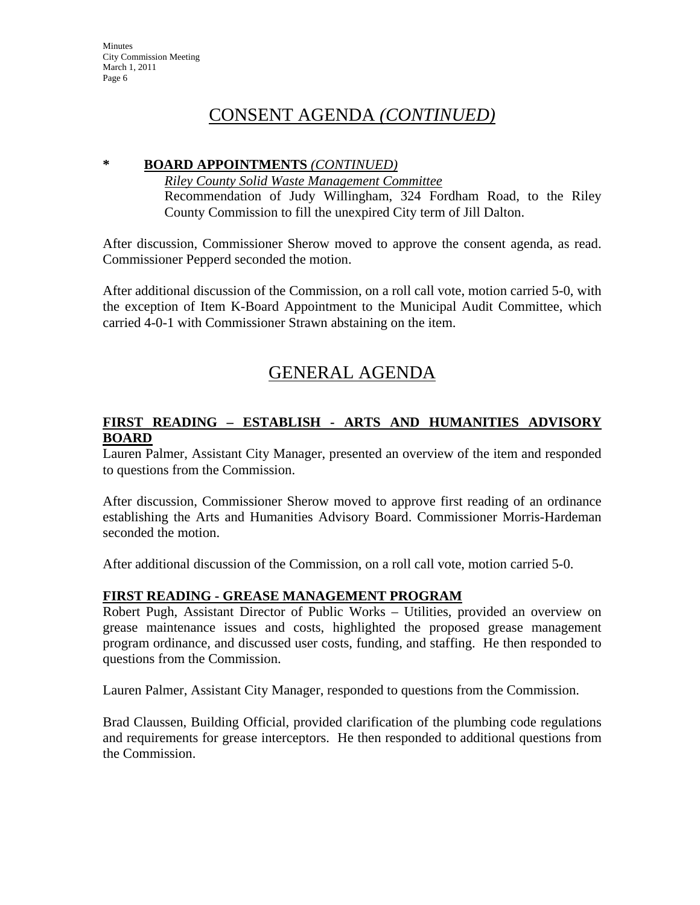## CONSENT AGENDA *(CONTINUED)*

**\* BOARD APPOINTMENTS** ***(CONTINUED)***

*Riley County Solid Waste Management Committee*

Recommendation of Judy Willingham, 324 Fordham Road, to the Riley County Commission to fill the unexpired City term of Jill Dalton.

After discussion, Commissioner Sherow moved to approve the consent agenda, as read. Commissioner Pepperd seconded the motion.

After additional discussion of the Commission, on a roll call vote, motion carried 5-0, with the exception of Item K-Board Appointment to the Municipal Audit Committee, which carried 4-0-1 with Commissioner Strawn abstaining on the item.

## GENERAL AGENDA

### FIRST READING – ESTABLISH - ARTS AND HUMANITIES ADVISORY BOARD

Lauren Palmer, Assistant City Manager, presented an overview of the item and responded to questions from the Commission.

After discussion, Commissioner Sherow moved to approve first reading of an ordinance establishing the Arts and Humanities Advisory Board. Commissioner Morris-Hardeman seconded the motion.

After additional discussion of the Commission, on a roll call vote, motion carried 5-0.

### FIRST READING - GREASE MANAGEMENT PROGRAM

Robert Pugh, Assistant Director of Public Works – Utilities, provided an overview on grease maintenance issues and costs, highlighted the proposed grease management program ordinance, and discussed user costs, funding, and staffing. He then responded to questions from the Commission.

Lauren Palmer, Assistant City Manager, responded to questions from the Commission.

Brad Claussen, Building Official, provided clarification of the plumbing code regulations and requirements for grease interceptors. He then responded to additional questions from the Commission.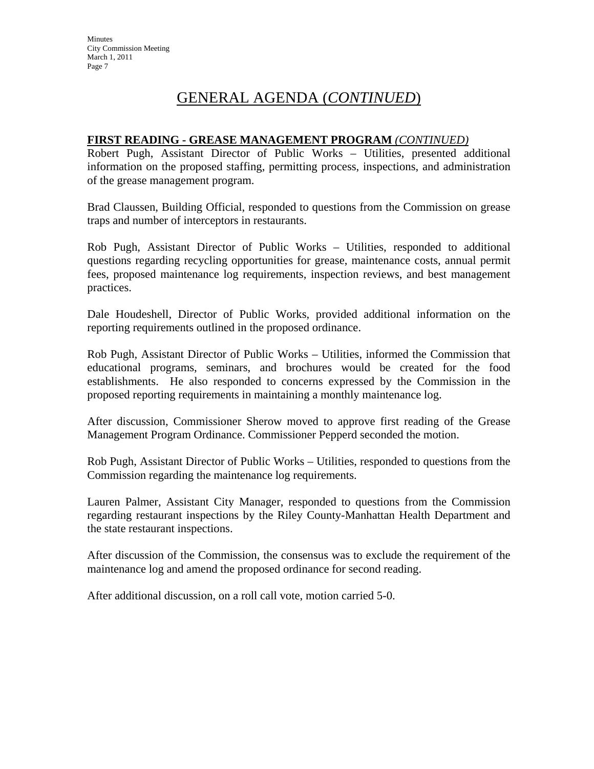# GENERAL AGENDA (*CONTINUED*)

**FIRST READING - GREASE MANAGEMENT PROGRAM** ***(CONTINUED)***

Robert Pugh, Assistant Director of Public Works – Utilities, presented additional information on the proposed staffing, permitting process, inspections, and administration of the grease management program.

Brad Claussen, Building Official, responded to questions from the Commission on grease traps and number of interceptors in restaurants.

Rob Pugh, Assistant Director of Public Works – Utilities, responded to additional questions regarding recycling opportunities for grease, maintenance costs, annual permit fees, proposed maintenance log requirements, inspection reviews, and best management practices.

Dale Houdeshell, Director of Public Works, provided additional information on the reporting requirements outlined in the proposed ordinance.

Rob Pugh, Assistant Director of Public Works – Utilities, informed the Commission that educational programs, seminars, and brochures would be created for the food establishments. He also responded to concerns expressed by the Commission in the proposed reporting requirements in maintaining a monthly maintenance log.

After discussion, Commissioner Sherow moved to approve first reading of the Grease Management Program Ordinance. Commissioner Pepperd seconded the motion.

Rob Pugh, Assistant Director of Public Works – Utilities, responded to questions from the Commission regarding the maintenance log requirements.

Lauren Palmer, Assistant City Manager, responded to questions from the Commission regarding restaurant inspections by the Riley County-Manhattan Health Department and the state restaurant inspections.

After discussion of the Commission, the consensus was to exclude the requirement of the maintenance log and amend the proposed ordinance for second reading.

After additional discussion, on a roll call vote, motion carried 5-0.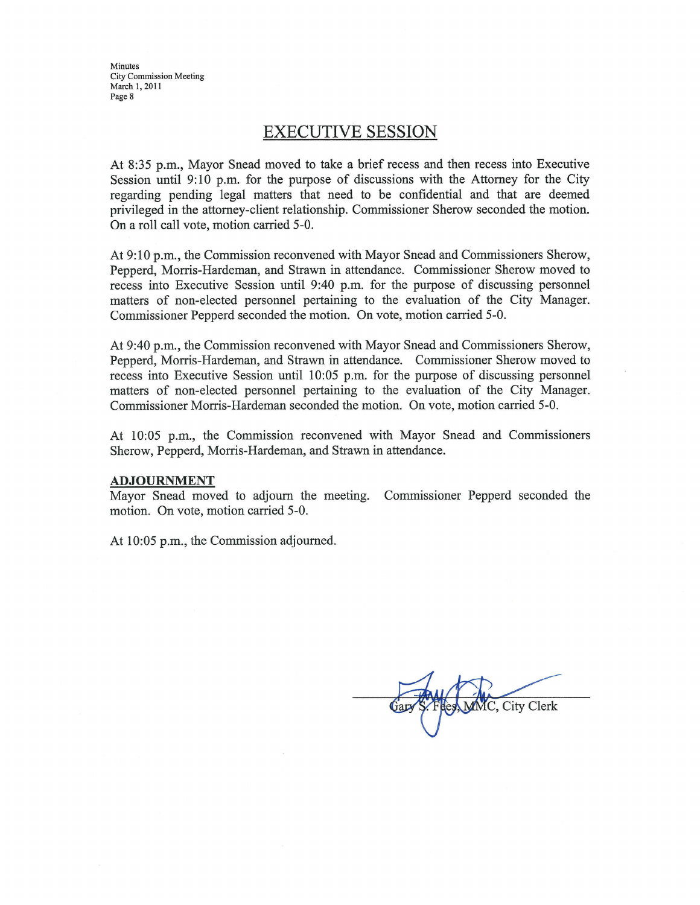## EXECUTIVE SESSION

At 8:35 p.m., Mayor Snead moved to take a brief recess and then recess into Executive Session until 9:10 p.m. for the purpose of discussions with the Attorney for the City regarding pending legal matters that need to be confidential and that are deemed privileged in the attorney-client relationship. Commissioner Sherow seconded the motion. On a roll call vote, motion carried 5-0.

At 9:10 p.m., the Commission reconvened with Mayor Snead and Commissioners Sherow, Pepperd, Morris-Hardeman, and Strawn in attendance. Commissioner Sherow moved to recess into Executive Session until 9:40 p.m. for the purpose of discussing personnel matters of non-elected personnel pertaining to the evaluation of the City Manager. Commissioner Pepperd seconded the motion. On vote, motion carried 5-0.

At 9:40 p.m., the Commission reconvened with Mayor Snead and Commissioners Sherow, Pepperd, Morris-Hardeman, and Strawn in attendance. Commissioner Sherow moved to recess into Executive Session until 10:05 p.m. for the purpose of discussing personnel matters of non-elected personnel pertaining to the evaluation of the City Manager. Commissioner Morris-Hardeman seconded the motion. On vote, motion carried 5-0.

At 10:05 p.m., the Commission reconvened with Mayor Snead and Commissioners Sherow, Pepperd, Morris-Hardeman, and Strawn in attendance.

**ADJOURNMENT**

Mayor Snead moved to adjourn the meeting. Commissioner Pepperd seconded the motion. On vote, motion carried 5-0.

At 10:05 p.m., the Commission adjourned.

Gary S. Fees, MMC, City Clerk